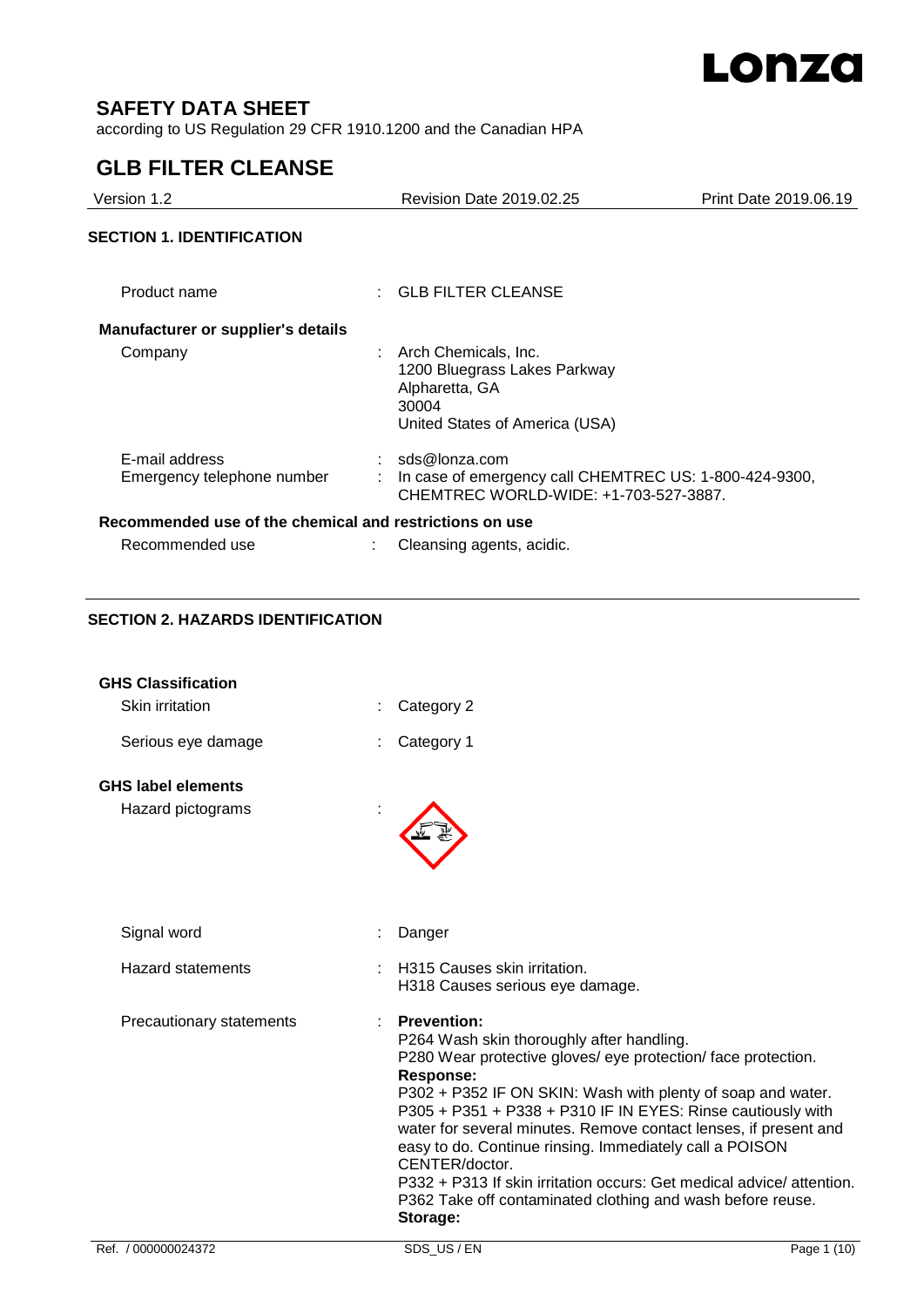# SAFETY DATA SHEET

according to US Regulation 29 CFR 1910.1200 and the Canadian HPA

# GLB FILTER CLEANSE

Version 1.2 | Revision Date 2019.02.25 | Print Date 2019.06.19

## SECTION 1. IDENTIFICATION

Product name : GLB FILTER CLEANSE

**Manufacturer or supplier's details**

Company : Arch Chemicals, Inc.
1200 Bluegrass Lakes Parkway
Alpharetta, GA
30004
United States of America (USA)

E-mail address : sds@lonza.com

Emergency telephone number : In case of emergency call CHEMTREC US: 1-800-424-9300, CHEMTREC WORLD-WIDE: +1-703-527-3887.

**Recommended use of the chemical and restrictions on use**

Recommended use : Cleansing agents, acidic.

## SECTION 2. HAZARDS IDENTIFICATION

**GHS Classification**

Skin irritation : Category 2

Serious eye damage : Category 1

**GHS label elements**

Hazard pictograms :

Signal word : Danger

Hazard statements : H315 Causes skin irritation.
H318 Causes serious eye damage.

Precautionary statements :

**Prevention:**
P264 Wash skin thoroughly after handling.
P280 Wear protective gloves/ eye protection/ face protection.

**Response:**
P302 + P352 IF ON SKIN: Wash with plenty of soap and water.
P305 + P351 + P338 + P310 IF IN EYES: Rinse cautiously with water for several minutes. Remove contact lenses, if present and easy to do. Continue rinsing. Immediately call a POISON CENTER/doctor.
P332 + P313 If skin irritation occurs: Get medical advice/ attention.
P362 Take off contaminated clothing and wash before reuse.

**Storage:**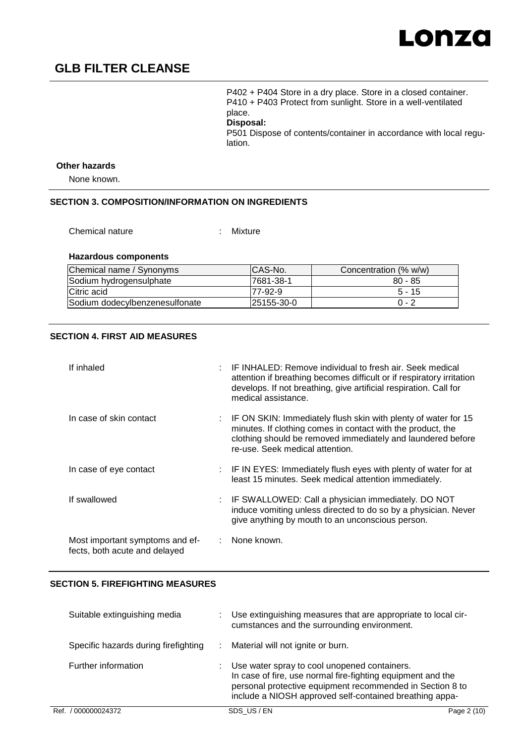P402 + P404 Store in a dry place. Store in a closed container.
P410 + P403 Protect from sunlight. Store in a well-ventilated place.

**Disposal:**

P501 Dispose of contents/container in accordance with local regulation.

**Other hazards**

None known.

## SECTION 3. COMPOSITION/INFORMATION ON INGREDIENTS

Chemical nature : Mixture

**Hazardous components**

| Chemical name / Synonyms | CAS-No. | Concentration (% w/w) |
|---|---|---|
| Sodium hydrogensulphate | 7681-38-1 | 80 - 85 |
| Citric acid | 77-92-9 | 5 - 15 |
| Sodium dodecylbenzenesulfonate | 25155-30-0 | 0 - 2 |

## SECTION 4. FIRST AID MEASURES

| | |
|---|---|
| If inhaled | : IF INHALED: Remove individual to fresh air. Seek medical attention if breathing becomes difficult or if respiratory irritation develops. If not breathing, give artificial respiration. Call for medical assistance. |
| In case of skin contact | : IF ON SKIN: Immediately flush skin with plenty of water for 15 minutes. If clothing comes in contact with the product, the clothing should be removed immediately and laundered before re-use. Seek medical attention. |
| In case of eye contact | : IF IN EYES: Immediately flush eyes with plenty of water for at least 15 minutes. Seek medical attention immediately. |
| If swallowed | : IF SWALLOWED: Call a physician immediately. DO NOT induce vomiting unless directed to do so by a physician. Never give anything by mouth to an unconscious person. |
| Most important symptoms and effects, both acute and delayed | : None known. |

## SECTION 5. FIREFIGHTING MEASURES

| | |
|---|---|
| Suitable extinguishing media | : Use extinguishing measures that are appropriate to local circumstances and the surrounding environment. |
| Specific hazards during firefighting | : Material will not ignite or burn. |
| Further information | : Use water spray to cool unopened containers. In case of fire, use normal fire-fighting equipment and the personal protective equipment recommended in Section 8 to include a NIOSH approved self-contained breathing appa- |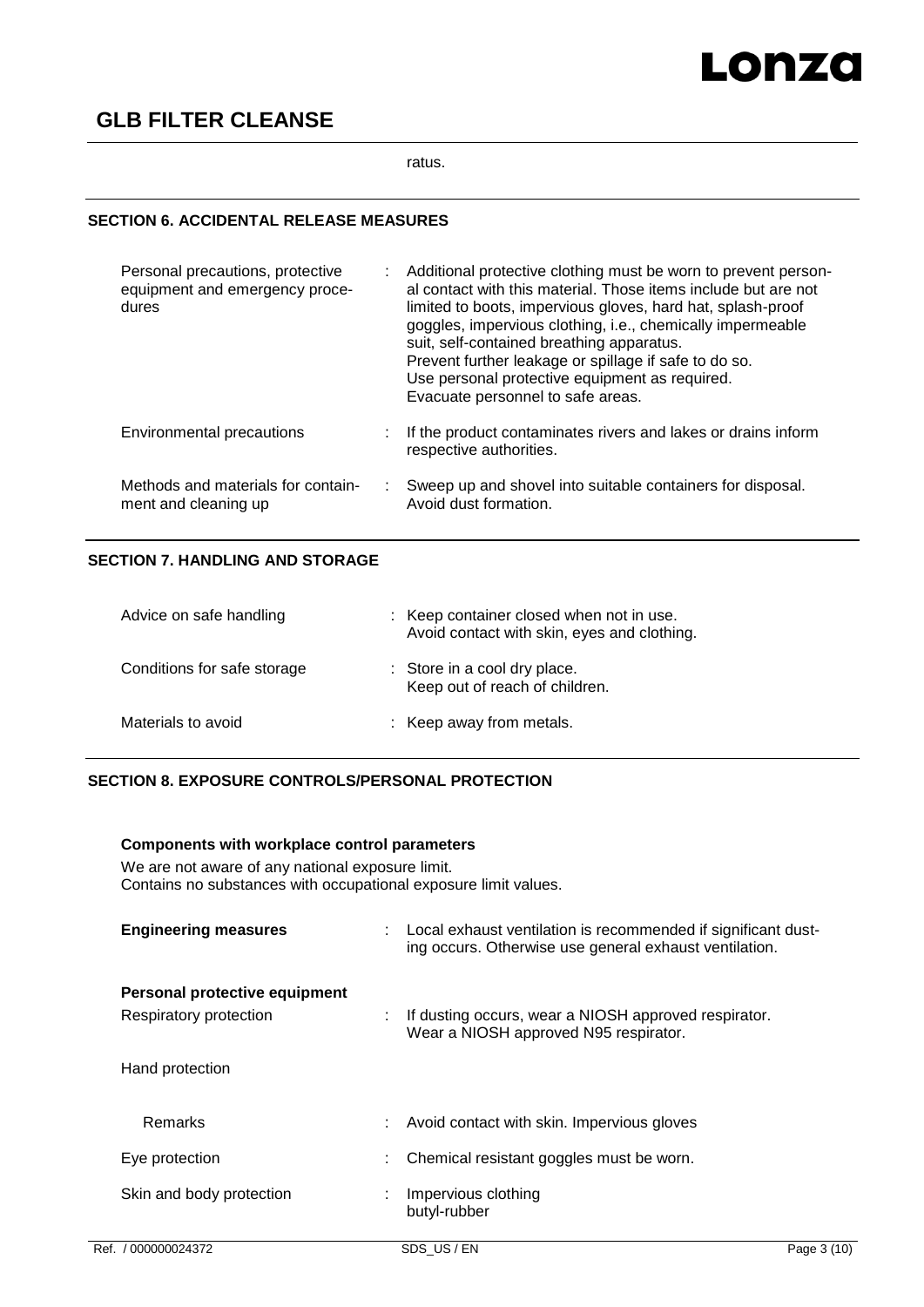ratus.

## SECTION 6. ACCIDENTAL RELEASE MEASURES

| | |
|---|---|
| Personal precautions, protective equipment and emergency procedures | Additional protective clothing must be worn to prevent personal contact with this material. Those items include but are not limited to boots, impervious gloves, hard hat, splash-proof goggles, impervious clothing, i.e., chemically impermeable suit, self-contained breathing apparatus. Prevent further leakage or spillage if safe to do so. Use personal protective equipment as required. Evacuate personnel to safe areas. |
| Environmental precautions | If the product contaminates rivers and lakes or drains inform respective authorities. |
| Methods and materials for containment and cleaning up | Sweep up and shovel into suitable containers for disposal. Avoid dust formation. |

## SECTION 7. HANDLING AND STORAGE

| | |
|---|---|
| Advice on safe handling | Keep container closed when not in use. Avoid contact with skin, eyes and clothing. |
| Conditions for safe storage | Store in a cool dry place. Keep out of reach of children. |
| Materials to avoid | Keep away from metals. |

## SECTION 8. EXPOSURE CONTROLS/PERSONAL PROTECTION

**Components with workplace control parameters**

We are not aware of any national exposure limit.
Contains no substances with occupational exposure limit values.

| | |
|---|---|
| **Engineering measures** | Local exhaust ventilation is recommended if significant dusting occurs. Otherwise use general exhaust ventilation. |

**Personal protective equipment**

| | |
|---|---|
| Respiratory protection | If dusting occurs, wear a NIOSH approved respirator. Wear a NIOSH approved N95 respirator. |
| Hand protection | |
| Remarks | Avoid contact with skin. Impervious gloves |
| Eye protection | Chemical resistant goggles must be worn. |
| Skin and body protection | Impervious clothing butyl-rubber |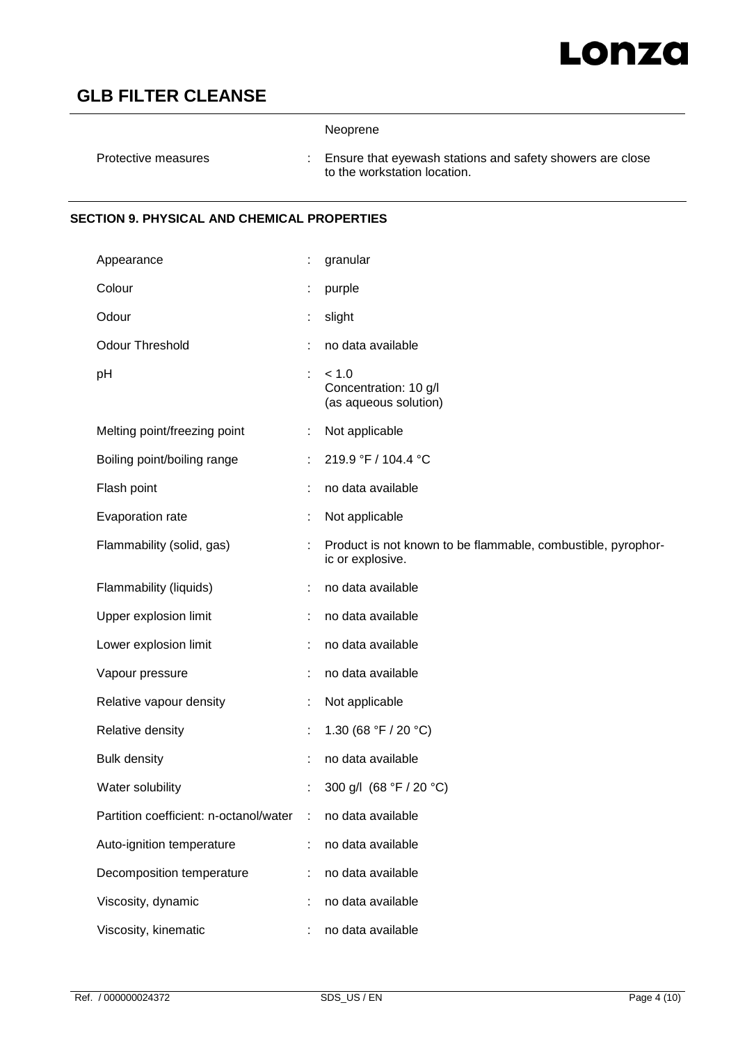| | | |
|---|---|---|
| | | Neoprene |
| Protective measures | : | Ensure that eyewash stations and safety showers are close to the workstation location. |

## SECTION 9. PHYSICAL AND CHEMICAL PROPERTIES

| | | |
|---|---|---|
| Appearance | : | granular |
| Colour | : | purple |
| Odour | : | slight |
| Odour Threshold | : | no data available |
| pH | : | < 1.0<br>Concentration: 10 g/l<br>(as aqueous solution) |
| Melting point/freezing point | : | Not applicable |
| Boiling point/boiling range | : | 219.9 °F / 104.4 °C |
| Flash point | : | no data available |
| Evaporation rate | : | Not applicable |
| Flammability (solid, gas) | : | Product is not known to be flammable, combustible, pyrophoric or explosive. |
| Flammability (liquids) | : | no data available |
| Upper explosion limit | : | no data available |
| Lower explosion limit | : | no data available |
| Vapour pressure | : | no data available |
| Relative vapour density | : | Not applicable |
| Relative density | : | 1.30 (68 °F / 20 °C) |
| Bulk density | : | no data available |
| Water solubility | : | 300 g/l (68 °F / 20 °C) |
| Partition coefficient: n-octanol/water | : | no data available |
| Auto-ignition temperature | : | no data available |
| Decomposition temperature | : | no data available |
| Viscosity, dynamic | : | no data available |
| Viscosity, kinematic | : | no data available |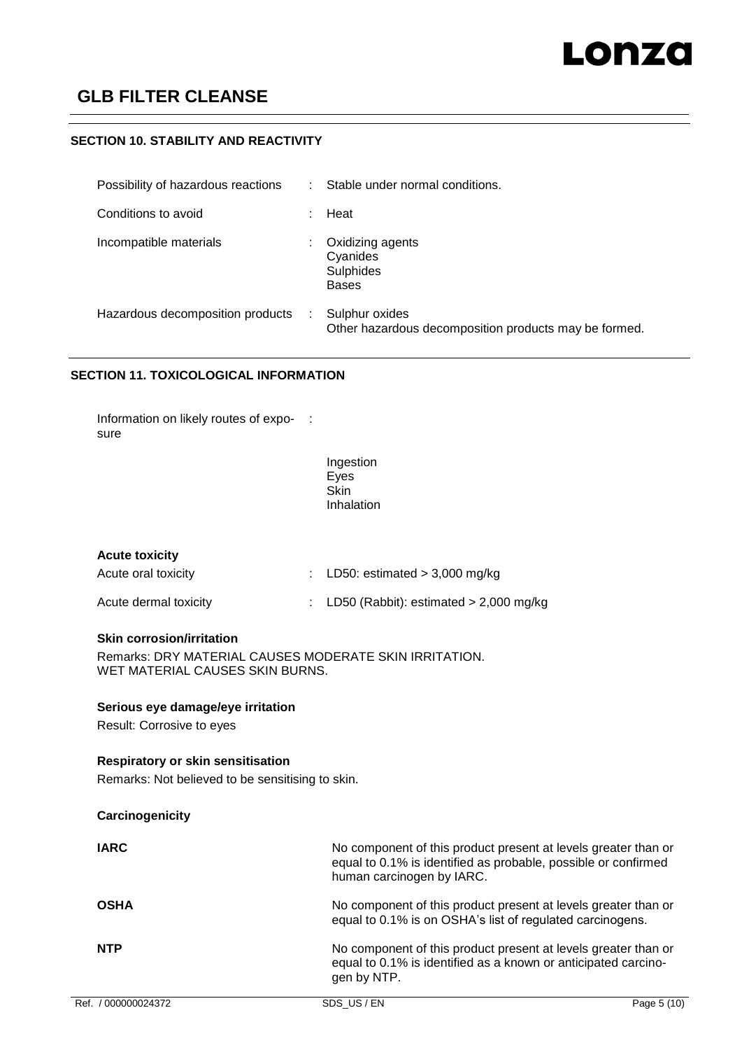## SECTION 10. STABILITY AND REACTIVITY

| | | |
|---|---|---|
| Possibility of hazardous reactions | : | Stable under normal conditions. |
| Conditions to avoid | : | Heat |
| Incompatible materials | : | Oxidizing agents<br>Cyanides<br>Sulphides<br>Bases |
| Hazardous decomposition products | : | Sulphur oxides<br>Other hazardous decomposition products may be formed. |

## SECTION 11. TOXICOLOGICAL INFORMATION

Information on likely routes of exposure :

Ingestion
Eyes
Skin
Inhalation

**Acute toxicity**

| | | |
|---|---|---|
| Acute oral toxicity | : | LD50: estimated > 3,000 mg/kg |
| Acute dermal toxicity | : | LD50 (Rabbit): estimated > 2,000 mg/kg |

**Skin corrosion/irritation**

Remarks: DRY MATERIAL CAUSES MODERATE SKIN IRRITATION.
WET MATERIAL CAUSES SKIN BURNS.

**Serious eye damage/eye irritation**

Result: Corrosive to eyes

**Respiratory or skin sensitisation**

Remarks: Not believed to be sensitising to skin.

**Carcinogenicity**

| | |
|---|---|
| **IARC** | No component of this product present at levels greater than or equal to 0.1% is identified as probable, possible or confirmed human carcinogen by IARC. |
| **OSHA** | No component of this product present at levels greater than or equal to 0.1% is on OSHA's list of regulated carcinogens. |
| **NTP** | No component of this product present at levels greater than or equal to 0.1% is identified as a known or anticipated carcinogen by NTP. |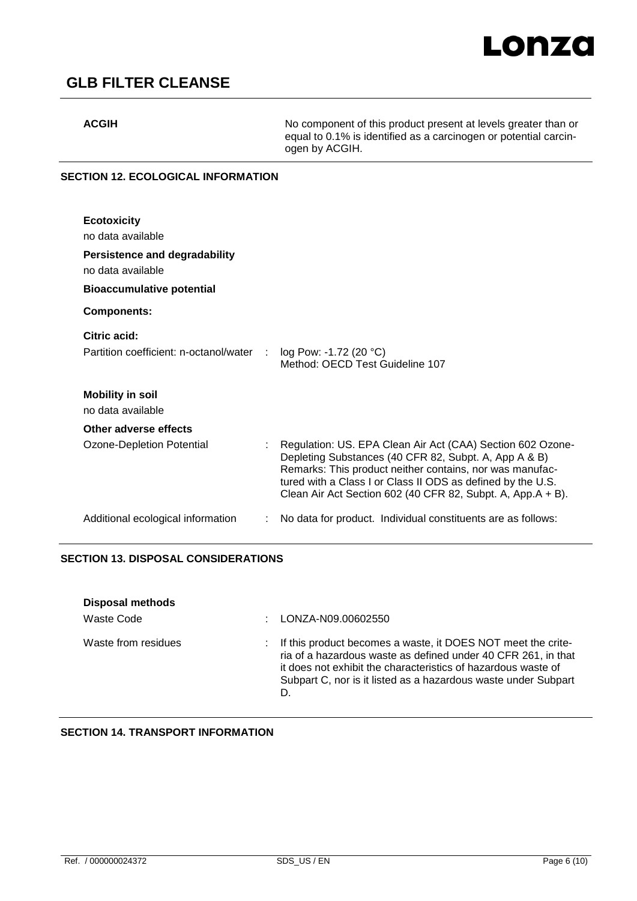| | |
|---|---|
| **ACGIH** | No component of this product present at levels greater than or equal to 0.1% is identified as a carcinogen or potential carcinogen by ACGIH. |

## SECTION 12. ECOLOGICAL INFORMATION

**Ecotoxicity**

no data available

**Persistence and degradability**

no data available

**Bioaccumulative potential**

**Components:**

**Citric acid:**

Partition coefficient: n-octanol/water : log Pow: -1.72 (20 °C)
Method: OECD Test Guideline 107

**Mobility in soil**

no data available

**Other adverse effects**

Ozone-Depletion Potential : Regulation: US. EPA Clean Air Act (CAA) Section 602 Ozone-Depleting Substances (40 CFR 82, Subpt. A, App A & B)
Remarks: This product neither contains, nor was manufactured with a Class I or Class II ODS as defined by the U.S. Clean Air Act Section 602 (40 CFR 82, Subpt. A, App.A + B).

Additional ecological information : No data for product. Individual constituents are as follows:

## SECTION 13. DISPOSAL CONSIDERATIONS

**Disposal methods**

Waste Code : LONZA-N09.00602550

Waste from residues : If this product becomes a waste, it DOES NOT meet the criteria of a hazardous waste as defined under 40 CFR 261, in that it does not exhibit the characteristics of hazardous waste of Subpart C, nor is it listed as a hazardous waste under Subpart D.

## SECTION 14. TRANSPORT INFORMATION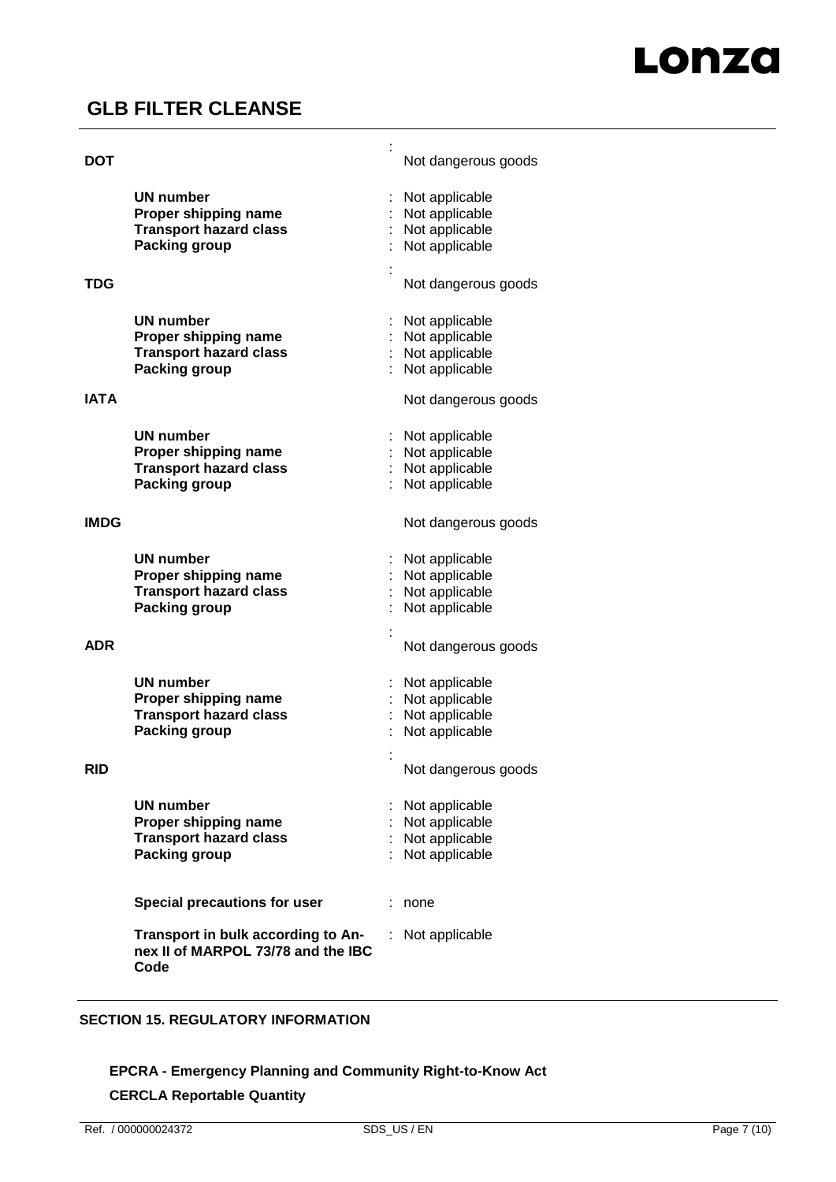**DOT** : Not dangerous goods

**UN number** : Not applicable
**Proper shipping name** : Not applicable
**Transport hazard class** : Not applicable
**Packing group** : Not applicable

**TDG** : Not dangerous goods

**UN number** : Not applicable
**Proper shipping name** : Not applicable
**Transport hazard class** : Not applicable
**Packing group** : Not applicable

**IATA** Not dangerous goods

**UN number** : Not applicable
**Proper shipping name** : Not applicable
**Transport hazard class** : Not applicable
**Packing group** : Not applicable

**IMDG** Not dangerous goods

**UN number** : Not applicable
**Proper shipping name** : Not applicable
**Transport hazard class** : Not applicable
**Packing group** : Not applicable

**ADR** : Not dangerous goods

**UN number** : Not applicable
**Proper shipping name** : Not applicable
**Transport hazard class** : Not applicable
**Packing group** : Not applicable

**RID** : Not dangerous goods

**UN number** : Not applicable
**Proper shipping name** : Not applicable
**Transport hazard class** : Not applicable
**Packing group** : Not applicable

**Special precautions for user** : none

**Transport in bulk according to Annex II of MARPOL 73/78 and the IBC Code** : Not applicable

## SECTION 15. REGULATORY INFORMATION

**EPCRA - Emergency Planning and Community Right-to-Know Act**

**CERCLA Reportable Quantity**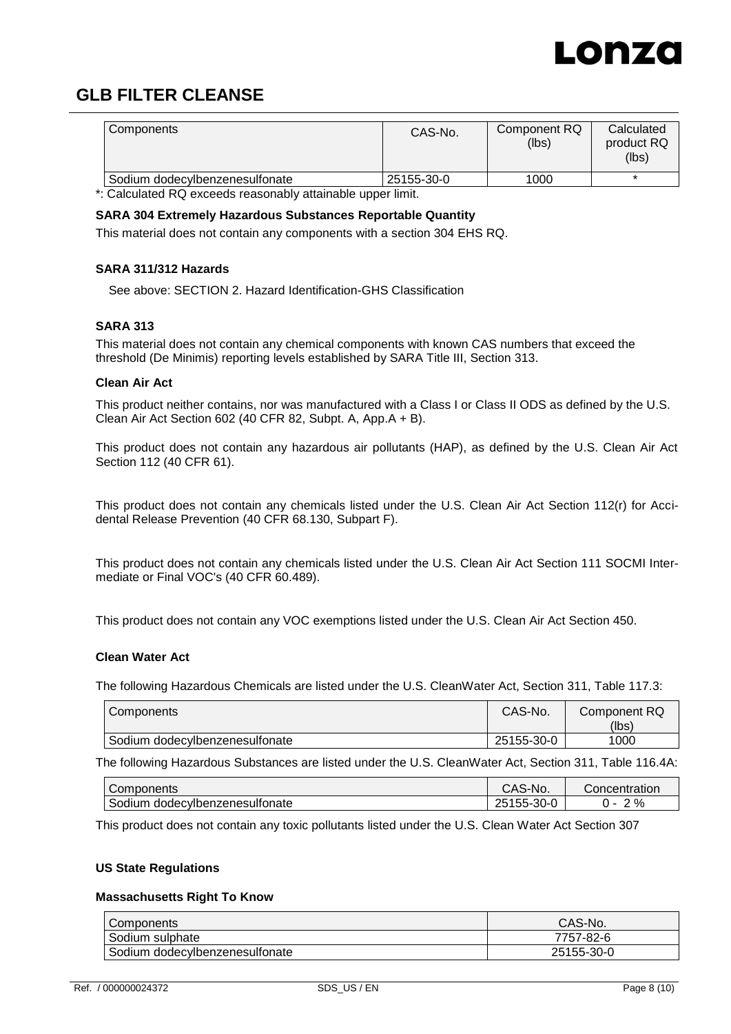# GLB FILTER CLEANSE

| Components | CAS-No. | Component RQ (lbs) | Calculated product RQ (lbs) |
|---|---|---|---|
| Sodium dodecylbenzenesulfonate | 25155-30-0 | 1000 | * |

*: Calculated RQ exceeds reasonably attainable upper limit.

**SARA 304 Extremely Hazardous Substances Reportable Quantity**

This material does not contain any components with a section 304 EHS RQ.

**SARA 311/312 Hazards**

See above: SECTION 2. Hazard Identification-GHS Classification

**SARA 313**

This material does not contain any chemical components with known CAS numbers that exceed the threshold (De Minimis) reporting levels established by SARA Title III, Section 313.

**Clean Air Act**

This product neither contains, nor was manufactured with a Class I or Class II ODS as defined by the U.S. Clean Air Act Section 602 (40 CFR 82, Subpt. A, App.A + B).

This product does not contain any hazardous air pollutants (HAP), as defined by the U.S. Clean Air Act Section 112 (40 CFR 61).

This product does not contain any chemicals listed under the U.S. Clean Air Act Section 112(r) for Accidental Release Prevention (40 CFR 68.130, Subpart F).

This product does not contain any chemicals listed under the U.S. Clean Air Act Section 111 SOCMI Intermediate or Final VOC's (40 CFR 60.489).

This product does not contain any VOC exemptions listed under the U.S. Clean Air Act Section 450.

**Clean Water Act**

The following Hazardous Chemicals are listed under the U.S. CleanWater Act, Section 311, Table 117.3:

| Components | CAS-No. | Component RQ (lbs) |
|---|---|---|
| Sodium dodecylbenzenesulfonate | 25155-30-0 | 1000 |

The following Hazardous Substances are listed under the U.S. CleanWater Act, Section 311, Table 116.4A:

| Components | CAS-No. | Concentration |
|---|---|---|
| Sodium dodecylbenzenesulfonate | 25155-30-0 | 0 - 2 % |

This product does not contain any toxic pollutants listed under the U.S. Clean Water Act Section 307

**US State Regulations**

**Massachusetts Right To Know**

| Components | CAS-No. |
|---|---|
| Sodium sulphate | 7757-82-6 |
| Sodium dodecylbenzenesulfonate | 25155-30-0 |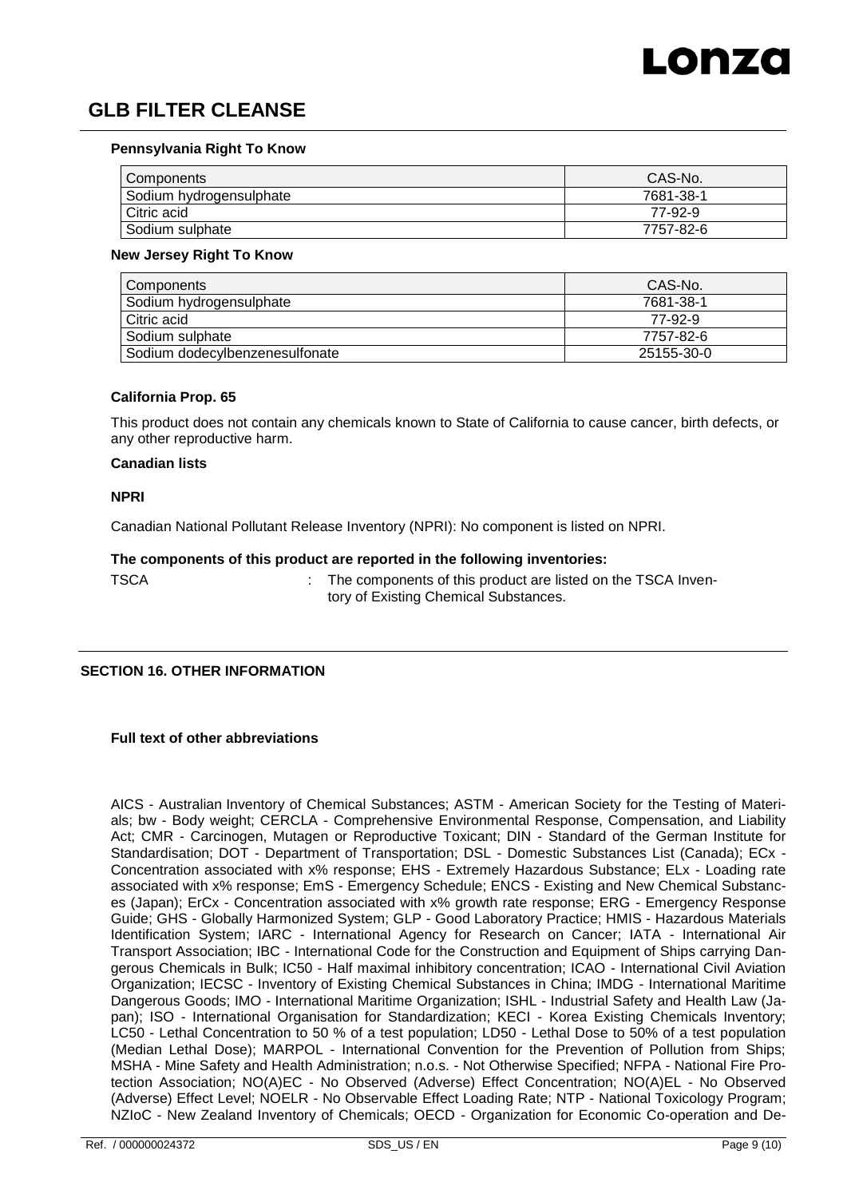**Pennsylvania Right To Know**

| Components | CAS-No. |
|---|---|
| Sodium hydrogensulphate | 7681-38-1 |
| Citric acid | 77-92-9 |
| Sodium sulphate | 7757-82-6 |

**New Jersey Right To Know**

| Components | CAS-No. |
|---|---|
| Sodium hydrogensulphate | 7681-38-1 |
| Citric acid | 77-92-9 |
| Sodium sulphate | 7757-82-6 |
| Sodium dodecylbenzenesulfonate | 25155-30-0 |

**California Prop. 65**

This product does not contain any chemicals known to State of California to cause cancer, birth defects, or any other reproductive harm.

**Canadian lists**

**NPRI**

Canadian National Pollutant Release Inventory (NPRI): No component is listed on NPRI.

**The components of this product are reported in the following inventories:**

TSCA : The components of this product are listed on the TSCA Inventory of Existing Chemical Substances.

## SECTION 16. OTHER INFORMATION

**Full text of other abbreviations**

AICS - Australian Inventory of Chemical Substances; ASTM - American Society for the Testing of Materials; bw - Body weight; CERCLA - Comprehensive Environmental Response, Compensation, and Liability Act; CMR - Carcinogen, Mutagen or Reproductive Toxicant; DIN - Standard of the German Institute for Standardisation; DOT - Department of Transportation; DSL - Domestic Substances List (Canada); ECx - Concentration associated with x% response; EHS - Extremely Hazardous Substance; ELx - Loading rate associated with x% response; EmS - Emergency Schedule; ENCS - Existing and New Chemical Substances (Japan); ErCx - Concentration associated with x% growth rate response; ERG - Emergency Response Guide; GHS - Globally Harmonized System; GLP - Good Laboratory Practice; HMIS - Hazardous Materials Identification System; IARC - International Agency for Research on Cancer; IATA - International Air Transport Association; IBC - International Code for the Construction and Equipment of Ships carrying Dangerous Chemicals in Bulk; IC50 - Half maximal inhibitory concentration; ICAO - International Civil Aviation Organization; IECSC - Inventory of Existing Chemical Substances in China; IMDG - International Maritime Dangerous Goods; IMO - International Maritime Organization; ISHL - Industrial Safety and Health Law (Japan); ISO - International Organisation for Standardization; KECI - Korea Existing Chemicals Inventory; LC50 - Lethal Concentration to 50 % of a test population; LD50 - Lethal Dose to 50% of a test population (Median Lethal Dose); MARPOL - International Convention for the Prevention of Pollution from Ships; MSHA - Mine Safety and Health Administration; n.o.s. - Not Otherwise Specified; NFPA - National Fire Protection Association; NO(A)EC - No Observed (Adverse) Effect Concentration; NO(A)EL - No Observed (Adverse) Effect Level; NOELR - No Observable Effect Loading Rate; NTP - National Toxicology Program; NZIoC - New Zealand Inventory of Chemicals; OECD - Organization for Economic Co-operation and De-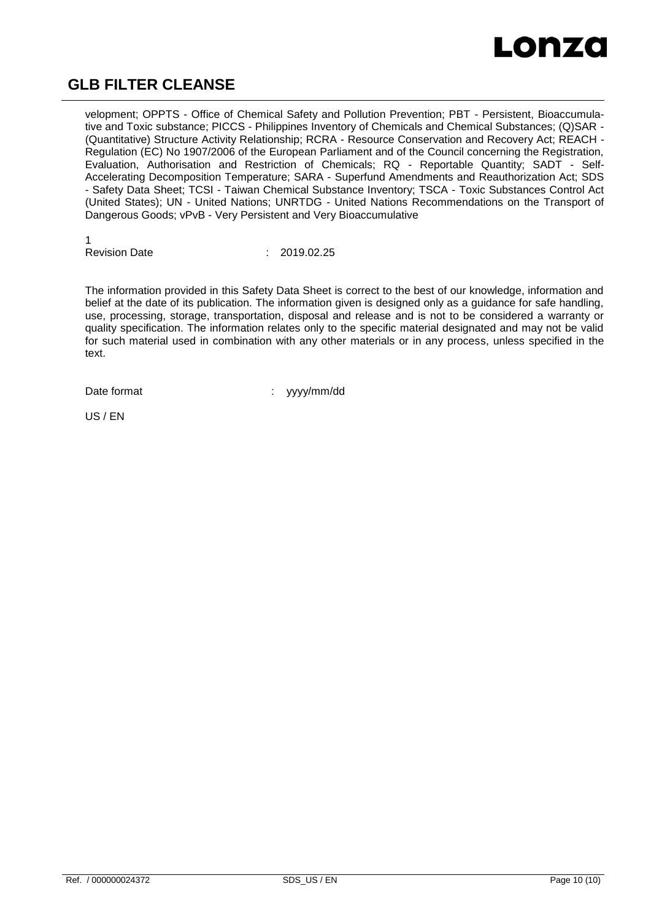velopment; OPPTS - Office of Chemical Safety and Pollution Prevention; PBT - Persistent, Bioaccumulative and Toxic substance; PICCS - Philippines Inventory of Chemicals and Chemical Substances; (Q)SAR - (Quantitative) Structure Activity Relationship; RCRA - Resource Conservation and Recovery Act; REACH - Regulation (EC) No 1907/2006 of the European Parliament and of the Council concerning the Registration, Evaluation, Authorisation and Restriction of Chemicals; RQ - Reportable Quantity; SADT - Self-Accelerating Decomposition Temperature; SARA - Superfund Amendments and Reauthorization Act; SDS - Safety Data Sheet; TCSI - Taiwan Chemical Substance Inventory; TSCA - Toxic Substances Control Act (United States); UN - United Nations; UNRTDG - United Nations Recommendations on the Transport of Dangerous Goods; vPvB - Very Persistent and Very Bioaccumulative

1

Revision Date : 2019.02.25

The information provided in this Safety Data Sheet is correct to the best of our knowledge, information and belief at the date of its publication. The information given is designed only as a guidance for safe handling, use, processing, storage, transportation, disposal and release and is not to be considered a warranty or quality specification. The information relates only to the specific material designated and may not be valid for such material used in combination with any other materials or in any process, unless specified in the text.

Date format : yyyy/mm/dd

US / EN